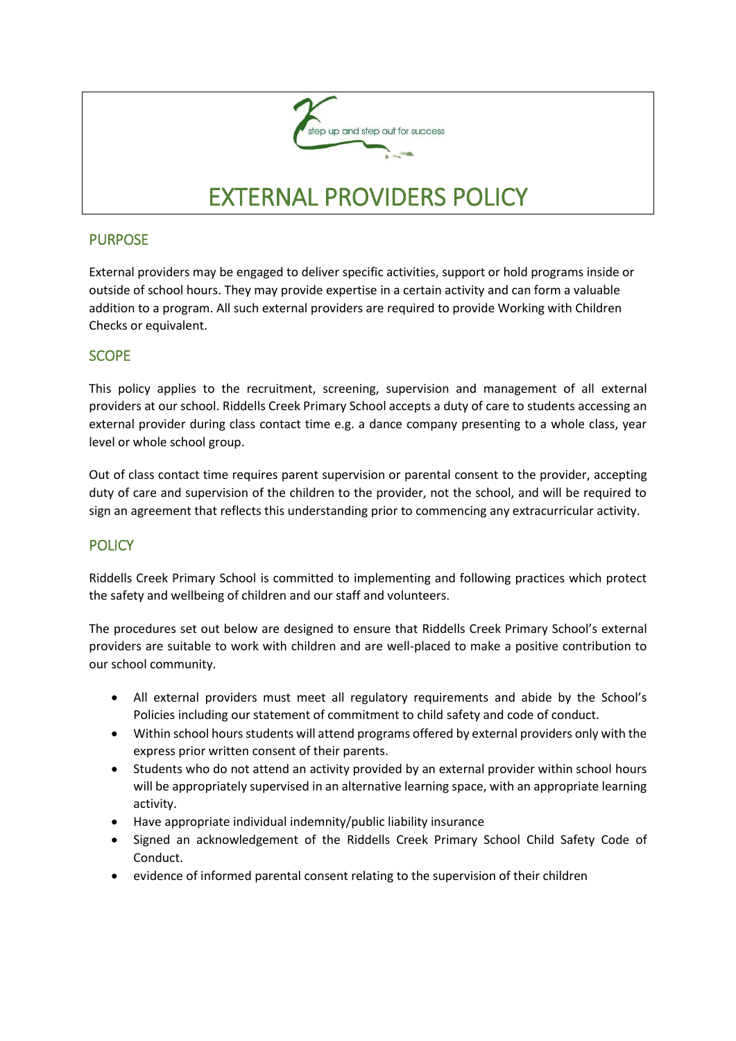step up and step out for success

# EXTERNAL PROVIDERS POLICY

## PURPOSE

External providers may be engaged to deliver specific activities, support or hold programs inside or outside of school hours. They may provide expertise in a certain activity and can form a valuable addition to a program. All such external providers are required to provide Working with Children Checks or equivalent.

## SCOPE

This policy applies to the recruitment, screening, supervision and management of all external providers at our school. Riddells Creek Primary School accepts a duty of care to students accessing an external provider during class contact time e.g. a dance company presenting to a whole class, year level or whole school group.

Out of class contact time requires parent supervision or parental consent to the provider, accepting duty of care and supervision of the children to the provider, not the school, and will be required to sign an agreement that reflects this understanding prior to commencing any extracurricular activity.

## POLICY

Riddells Creek Primary School is committed to implementing and following practices which protect the safety and wellbeing of children and our staff and volunteers.

The procedures set out below are designed to ensure that Riddells Creek Primary School's external providers are suitable to work with children and are well-placed to make a positive contribution to our school community.

- All external providers must meet all regulatory requirements and abide by the School's Policies including our statement of commitment to child safety and code of conduct.
- Within school hours students will attend programs offered by external providers only with the express prior written consent of their parents.
- Students who do not attend an activity provided by an external provider within school hours will be appropriately supervised in an alternative learning space, with an appropriate learning activity.
- Have appropriate individual indemnity/public liability insurance
- Signed an acknowledgement of the Riddells Creek Primary School Child Safety Code of Conduct.
- evidence of informed parental consent relating to the supervision of their children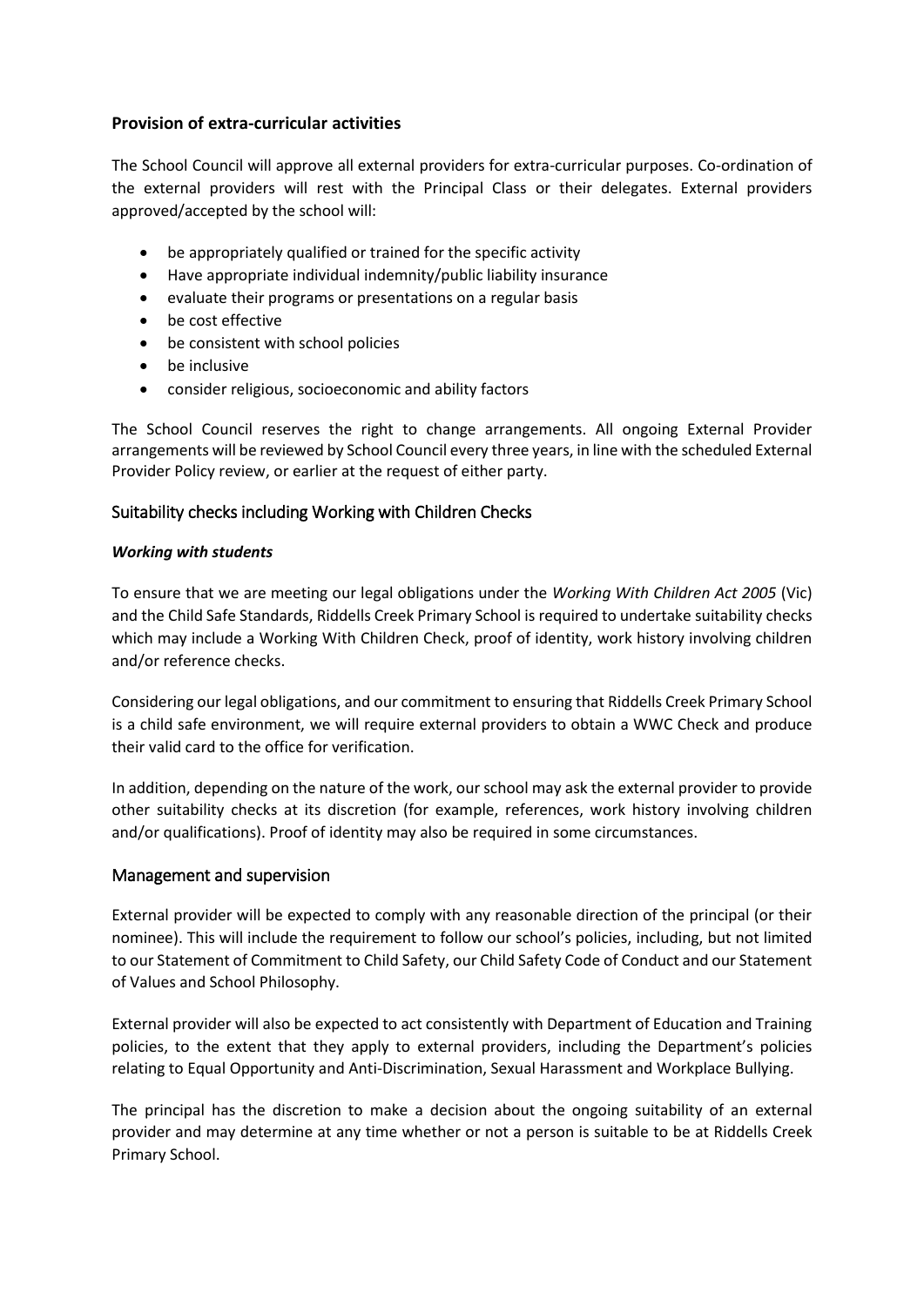## Provision of extra-curricular activities

The School Council will approve all external providers for extra-curricular purposes. Co-ordination of the external providers will rest with the Principal Class or their delegates. External providers approved/accepted by the school will:

- be appropriately qualified or trained for the specific activity
- Have appropriate individual indemnity/public liability insurance
- evaluate their programs or presentations on a regular basis
- be cost effective
- be consistent with school policies
- be inclusive
- consider religious, socioeconomic and ability factors

The School Council reserves the right to change arrangements. All ongoing External Provider arrangements will be reviewed by School Council every three years, in line with the scheduled External Provider Policy review, or earlier at the request of either party.

## Suitability checks including Working with Children Checks

***Working with students***

To ensure that we are meeting our legal obligations under the *Working With Children Act 2005* (Vic) and the Child Safe Standards, Riddells Creek Primary School is required to undertake suitability checks which may include a Working With Children Check, proof of identity, work history involving children and/or reference checks.

Considering our legal obligations, and our commitment to ensuring that Riddells Creek Primary School is a child safe environment, we will require external providers to obtain a WWC Check and produce their valid card to the office for verification.

In addition, depending on the nature of the work, our school may ask the external provider to provide other suitability checks at its discretion (for example, references, work history involving children and/or qualifications). Proof of identity may also be required in some circumstances.

## Management and supervision

External provider will be expected to comply with any reasonable direction of the principal (or their nominee). This will include the requirement to follow our school's policies, including, but not limited to our Statement of Commitment to Child Safety, our Child Safety Code of Conduct and our Statement of Values and School Philosophy.

External provider will also be expected to act consistently with Department of Education and Training policies, to the extent that they apply to external providers, including the Department's policies relating to Equal Opportunity and Anti-Discrimination, Sexual Harassment and Workplace Bullying.

The principal has the discretion to make a decision about the ongoing suitability of an external provider and may determine at any time whether or not a person is suitable to be at Riddells Creek Primary School.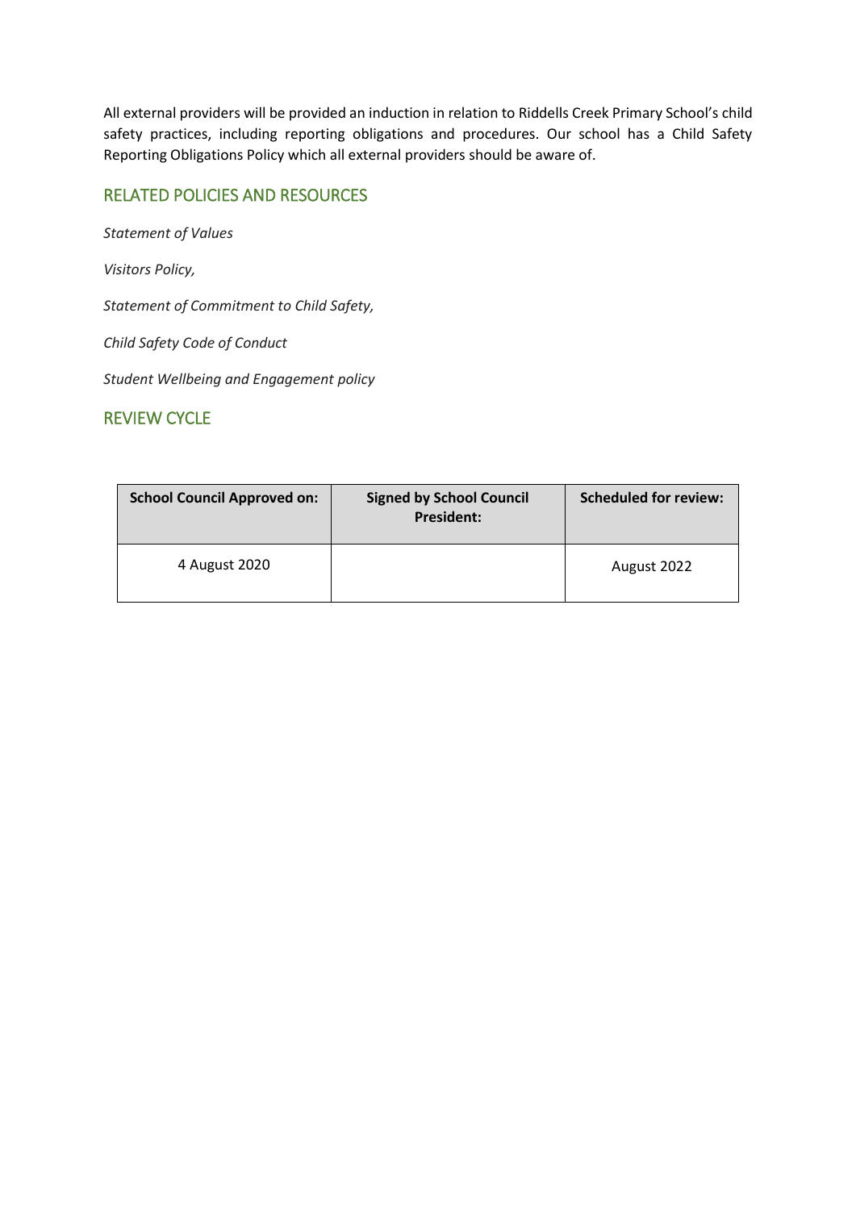All external providers will be provided an induction in relation to Riddells Creek Primary School's child safety practices, including reporting obligations and procedures. Our school has a Child Safety Reporting Obligations Policy which all external providers should be aware of.

## RELATED POLICIES AND RESOURCES

*Statement of Values*

*Visitors Policy,*

*Statement of Commitment to Child Safety,*

*Child Safety Code of Conduct*

*Student Wellbeing and Engagement policy*

## REVIEW CYCLE

| **School Council Approved on:** | **Signed by School Council President:** | **Scheduled for review:** |
| --- | --- | --- |
| 4 August 2020 | | August 2022 |